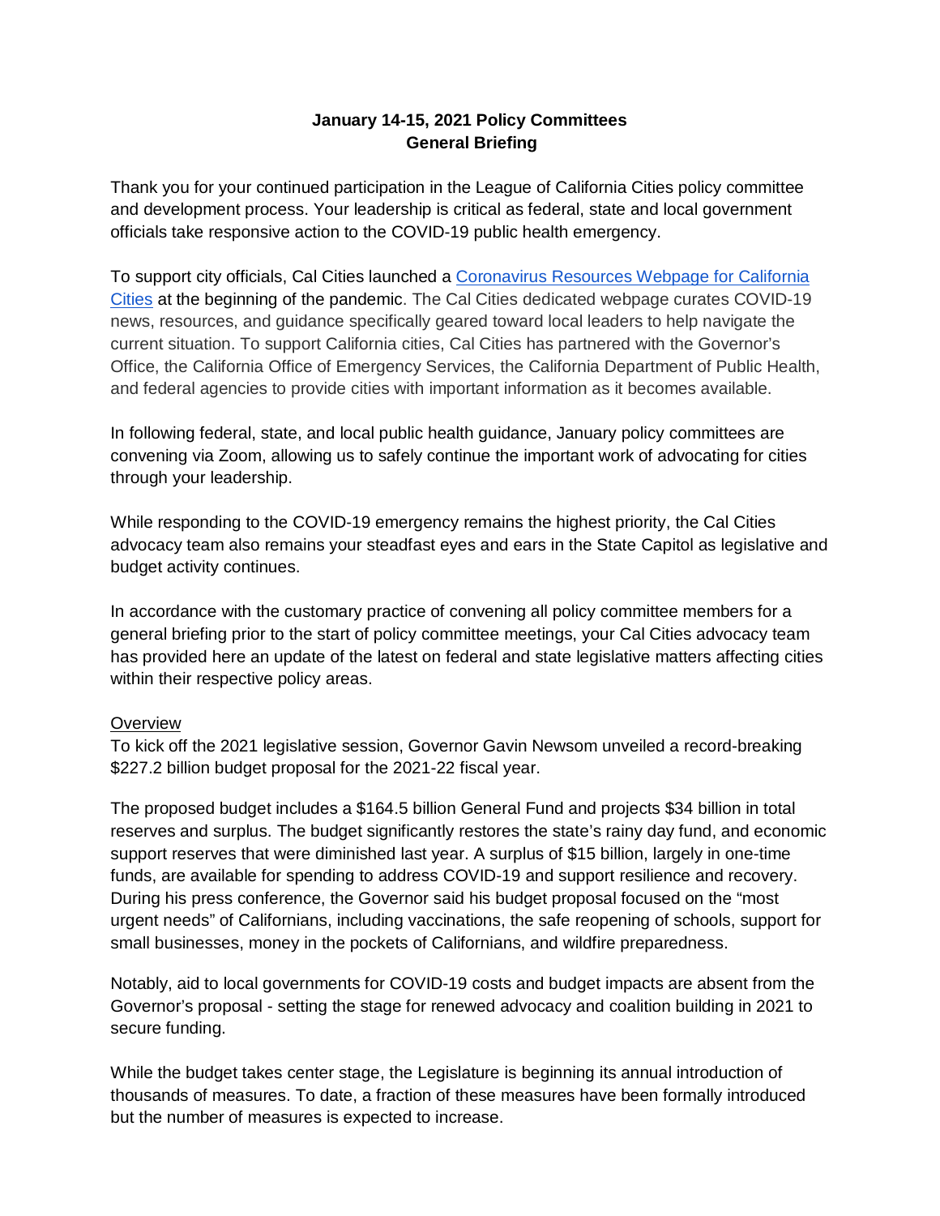**January 14-15, 2021 Policy Committees**
**General Briefing**

Thank you for your continued participation in the League of California Cities policy committee and development process. Your leadership is critical as federal, state and local government officials take responsive action to the COVID-19 public health emergency.

To support city officials, Cal Cities launched a [Coronavirus Resources Webpage for California Cities] at the beginning of the pandemic. The Cal Cities dedicated webpage curates COVID-19 news, resources, and guidance specifically geared toward local leaders to help navigate the current situation. To support California cities, Cal Cities has partnered with the Governor's Office, the California Office of Emergency Services, the California Department of Public Health, and federal agencies to provide cities with important information as it becomes available.

In following federal, state, and local public health guidance, January policy committees are convening via Zoom, allowing us to safely continue the important work of advocating for cities through your leadership.

While responding to the COVID-19 emergency remains the highest priority, the Cal Cities advocacy team also remains your steadfast eyes and ears in the State Capitol as legislative and budget activity continues.

In accordance with the customary practice of convening all policy committee members for a general briefing prior to the start of policy committee meetings, your Cal Cities advocacy team has provided here an update of the latest on federal and state legislative matters affecting cities within their respective policy areas.

## Overview

To kick off the 2021 legislative session, Governor Gavin Newsom unveiled a record-breaking $227.2 billion budget proposal for the 2021-22 fiscal year.

The proposed budget includes a $164.5 billion General Fund and projects $34 billion in total reserves and surplus. The budget significantly restores the state's rainy day fund, and economic support reserves that were diminished last year. A surplus of $15 billion, largely in one-time funds, are available for spending to address COVID-19 and support resilience and recovery. During his press conference, the Governor said his budget proposal focused on the "most urgent needs" of Californians, including vaccinations, the safe reopening of schools, support for small businesses, money in the pockets of Californians, and wildfire preparedness.

Notably, aid to local governments for COVID-19 costs and budget impacts are absent from the Governor's proposal - setting the stage for renewed advocacy and coalition building in 2021 to secure funding.

While the budget takes center stage, the Legislature is beginning its annual introduction of thousands of measures. To date, a fraction of these measures have been formally introduced but the number of measures is expected to increase.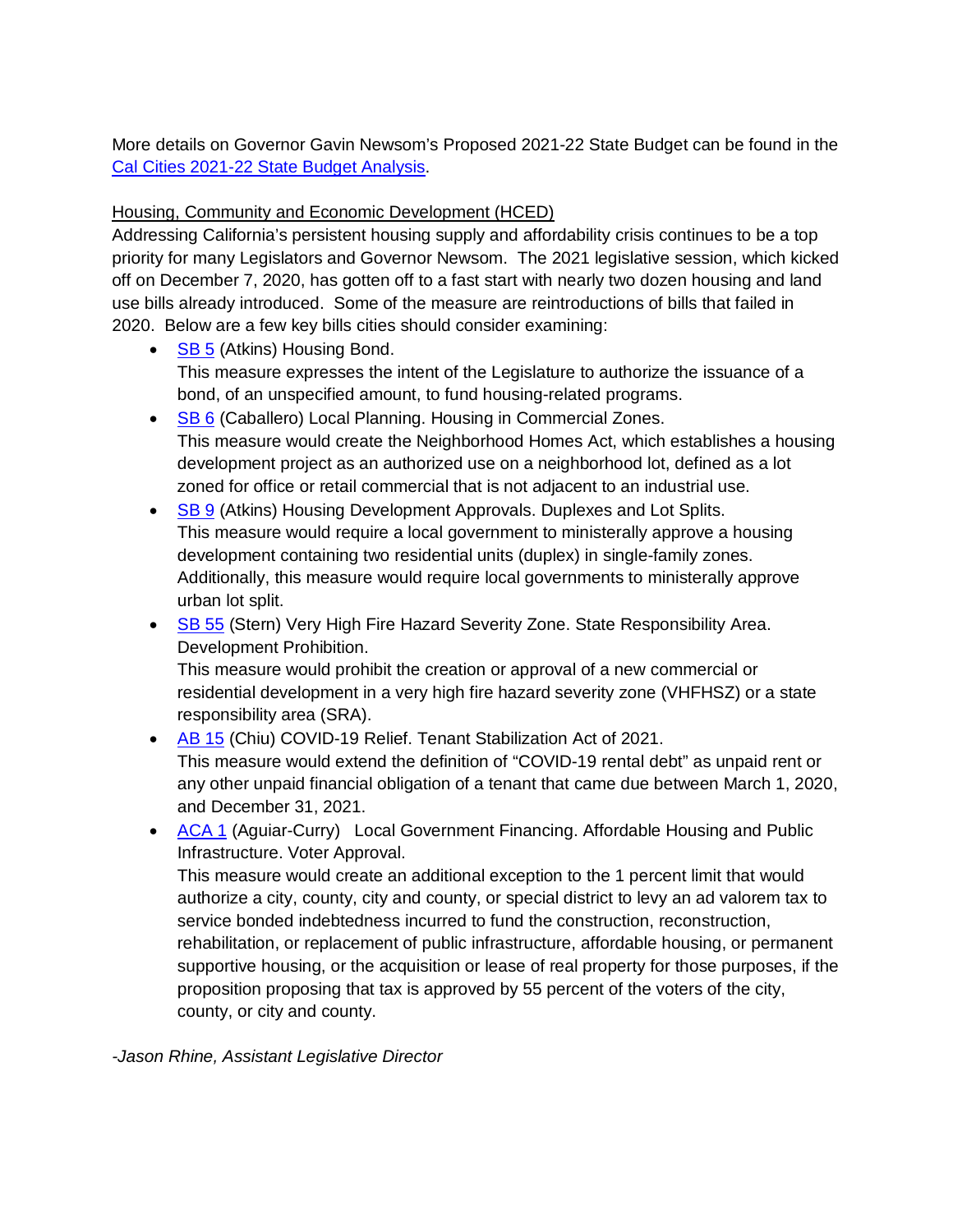More details on Governor Gavin Newsom's Proposed 2021-22 State Budget can be found in the Cal Cities 2021-22 State Budget Analysis.

Housing, Community and Economic Development (HCED)

Addressing California's persistent housing supply and affordability crisis continues to be a top priority for many Legislators and Governor Newsom. The 2021 legislative session, which kicked off on December 7, 2020, has gotten off to a fast start with nearly two dozen housing and land use bills already introduced. Some of the measure are reintroductions of bills that failed in 2020. Below are a few key bills cities should consider examining:

- SB 5 (Atkins) Housing Bond.
  This measure expresses the intent of the Legislature to authorize the issuance of a bond, of an unspecified amount, to fund housing-related programs.
- SB 6 (Caballero) Local Planning. Housing in Commercial Zones.
  This measure would create the Neighborhood Homes Act, which establishes a housing development project as an authorized use on a neighborhood lot, defined as a lot zoned for office or retail commercial that is not adjacent to an industrial use.
- SB 9 (Atkins) Housing Development Approvals. Duplexes and Lot Splits.
  This measure would require a local government to ministerally approve a housing development containing two residential units (duplex) in single-family zones. Additionally, this measure would require local governments to ministerally approve urban lot split.
- SB 55 (Stern) Very High Fire Hazard Severity Zone. State Responsibility Area. Development Prohibition.
  This measure would prohibit the creation or approval of a new commercial or residential development in a very high fire hazard severity zone (VHFHSZ) or a state responsibility area (SRA).
- AB 15 (Chiu) COVID-19 Relief. Tenant Stabilization Act of 2021.
  This measure would extend the definition of "COVID-19 rental debt" as unpaid rent or any other unpaid financial obligation of a tenant that came due between March 1, 2020, and December 31, 2021.
- ACA 1 (Aguiar-Curry) Local Government Financing. Affordable Housing and Public Infrastructure. Voter Approval.
  This measure would create an additional exception to the 1 percent limit that would authorize a city, county, city and county, or special district to levy an ad valorem tax to service bonded indebtedness incurred to fund the construction, reconstruction, rehabilitation, or replacement of public infrastructure, affordable housing, or permanent supportive housing, or the acquisition or lease of real property for those purposes, if the proposition proposing that tax is approved by 55 percent of the voters of the city, county, or city and county.

*-Jason Rhine, Assistant Legislative Director*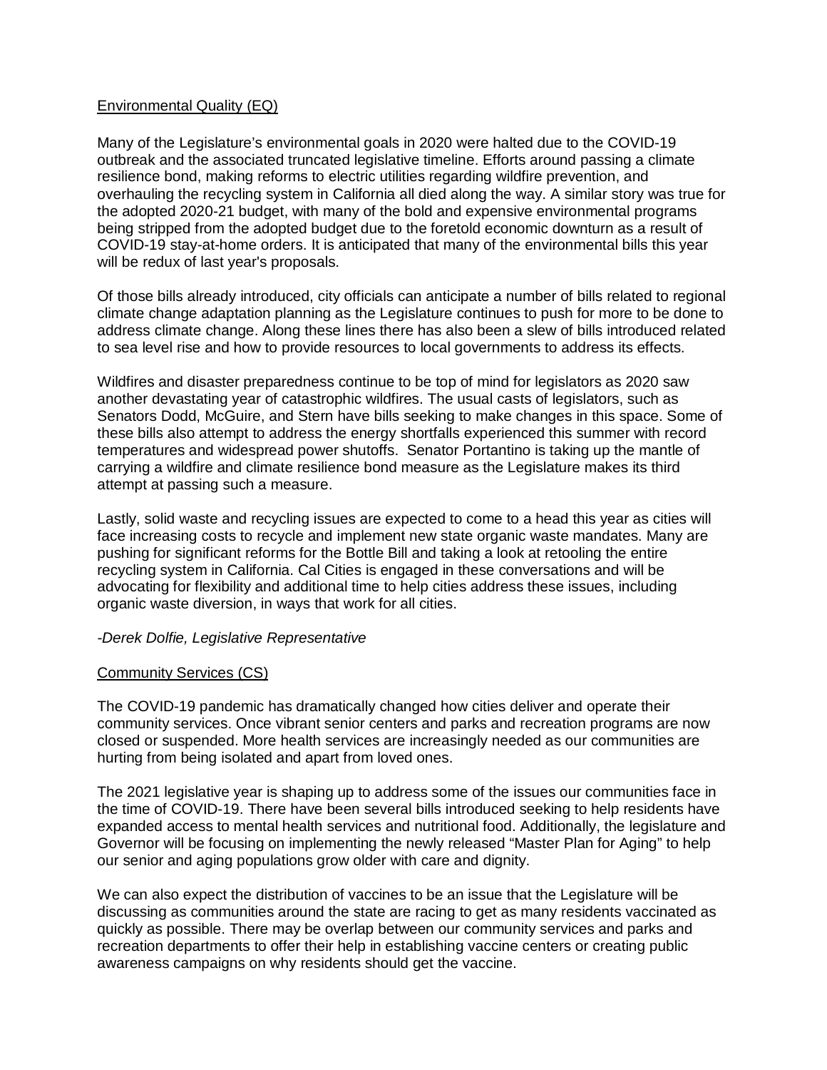## Environmental Quality (EQ)

Many of the Legislature's environmental goals in 2020 were halted due to the COVID-19 outbreak and the associated truncated legislative timeline. Efforts around passing a climate resilience bond, making reforms to electric utilities regarding wildfire prevention, and overhauling the recycling system in California all died along the way. A similar story was true for the adopted 2020-21 budget, with many of the bold and expensive environmental programs being stripped from the adopted budget due to the foretold economic downturn as a result of COVID-19 stay-at-home orders. It is anticipated that many of the environmental bills this year will be redux of last year's proposals.

Of those bills already introduced, city officials can anticipate a number of bills related to regional climate change adaptation planning as the Legislature continues to push for more to be done to address climate change. Along these lines there has also been a slew of bills introduced related to sea level rise and how to provide resources to local governments to address its effects.

Wildfires and disaster preparedness continue to be top of mind for legislators as 2020 saw another devastating year of catastrophic wildfires. The usual casts of legislators, such as Senators Dodd, McGuire, and Stern have bills seeking to make changes in this space. Some of these bills also attempt to address the energy shortfalls experienced this summer with record temperatures and widespread power shutoffs. Senator Portantino is taking up the mantle of carrying a wildfire and climate resilience bond measure as the Legislature makes its third attempt at passing such a measure.

Lastly, solid waste and recycling issues are expected to come to a head this year as cities will face increasing costs to recycle and implement new state organic waste mandates. Many are pushing for significant reforms for the Bottle Bill and taking a look at retooling the entire recycling system in California. Cal Cities is engaged in these conversations and will be advocating for flexibility and additional time to help cities address these issues, including organic waste diversion, in ways that work for all cities.

*-Derek Dolfie, Legislative Representative*

## Community Services (CS)

The COVID-19 pandemic has dramatically changed how cities deliver and operate their community services. Once vibrant senior centers and parks and recreation programs are now closed or suspended. More health services are increasingly needed as our communities are hurting from being isolated and apart from loved ones.

The 2021 legislative year is shaping up to address some of the issues our communities face in the time of COVID-19. There have been several bills introduced seeking to help residents have expanded access to mental health services and nutritional food. Additionally, the legislature and Governor will be focusing on implementing the newly released "Master Plan for Aging" to help our senior and aging populations grow older with care and dignity.

We can also expect the distribution of vaccines to be an issue that the Legislature will be discussing as communities around the state are racing to get as many residents vaccinated as quickly as possible. There may be overlap between our community services and parks and recreation departments to offer their help in establishing vaccine centers or creating public awareness campaigns on why residents should get the vaccine.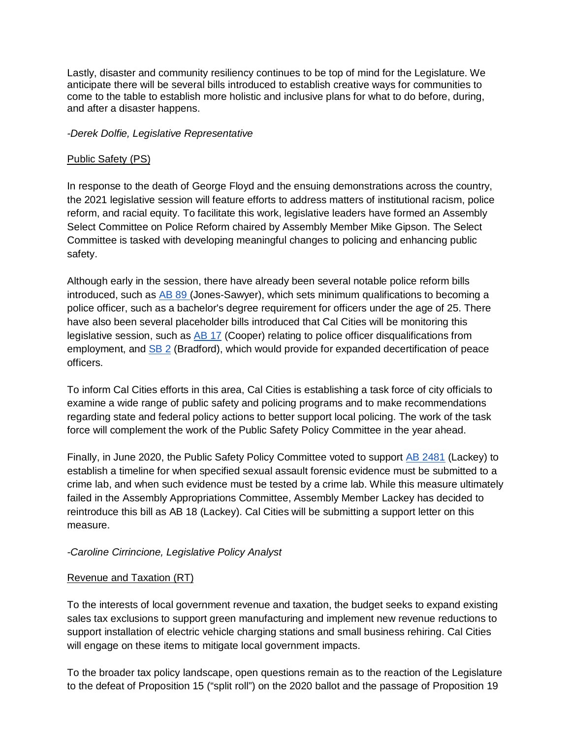Lastly, disaster and community resiliency continues to be top of mind for the Legislature. We anticipate there will be several bills introduced to establish creative ways for communities to come to the table to establish more holistic and inclusive plans for what to do before, during, and after a disaster happens.

*-Derek Dolfie, Legislative Representative*

Public Safety (PS)

In response to the death of George Floyd and the ensuing demonstrations across the country, the 2021 legislative session will feature efforts to address matters of institutional racism, police reform, and racial equity. To facilitate this work, legislative leaders have formed an Assembly Select Committee on Police Reform chaired by Assembly Member Mike Gipson. The Select Committee is tasked with developing meaningful changes to policing and enhancing public safety.

Although early in the session, there have already been several notable police reform bills introduced, such as AB 89 (Jones-Sawyer), which sets minimum qualifications to becoming a police officer, such as a bachelor's degree requirement for officers under the age of 25. There have also been several placeholder bills introduced that Cal Cities will be monitoring this legislative session, such as AB 17 (Cooper) relating to police officer disqualifications from employment, and SB 2 (Bradford), which would provide for expanded decertification of peace officers.

To inform Cal Cities efforts in this area, Cal Cities is establishing a task force of city officials to examine a wide range of public safety and policing programs and to make recommendations regarding state and federal policy actions to better support local policing. The work of the task force will complement the work of the Public Safety Policy Committee in the year ahead.

Finally, in June 2020, the Public Safety Policy Committee voted to support AB 2481 (Lackey) to establish a timeline for when specified sexual assault forensic evidence must be submitted to a crime lab, and when such evidence must be tested by a crime lab. While this measure ultimately failed in the Assembly Appropriations Committee, Assembly Member Lackey has decided to reintroduce this bill as AB 18 (Lackey). Cal Cities will be submitting a support letter on this measure.

*-Caroline Cirrincione, Legislative Policy Analyst*

Revenue and Taxation (RT)

To the interests of local government revenue and taxation, the budget seeks to expand existing sales tax exclusions to support green manufacturing and implement new revenue reductions to support installation of electric vehicle charging stations and small business rehiring. Cal Cities will engage on these items to mitigate local government impacts.

To the broader tax policy landscape, open questions remain as to the reaction of the Legislature to the defeat of Proposition 15 ("split roll") on the 2020 ballot and the passage of Proposition 19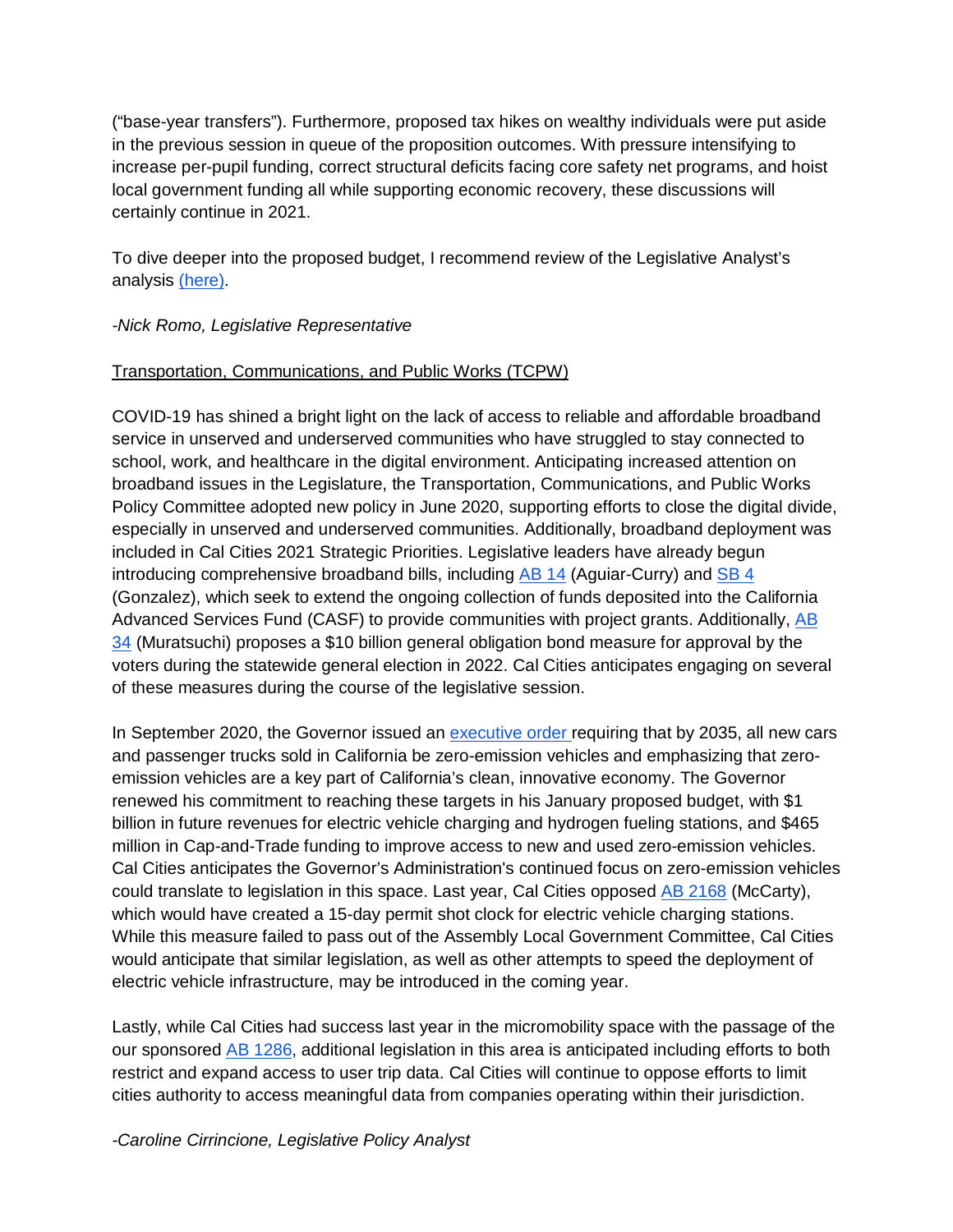("base-year transfers"). Furthermore, proposed tax hikes on wealthy individuals were put aside in the previous session in queue of the proposition outcomes. With pressure intensifying to increase per-pupil funding, correct structural deficits facing core safety net programs, and hoist local government funding all while supporting economic recovery, these discussions will certainly continue in 2021.

To dive deeper into the proposed budget, I recommend review of the Legislative Analyst's analysis (here).

*-Nick Romo, Legislative Representative*

Transportation, Communications, and Public Works (TCPW)

COVID-19 has shined a bright light on the lack of access to reliable and affordable broadband service in unserved and underserved communities who have struggled to stay connected to school, work, and healthcare in the digital environment. Anticipating increased attention on broadband issues in the Legislature, the Transportation, Communications, and Public Works Policy Committee adopted new policy in June 2020, supporting efforts to close the digital divide, especially in unserved and underserved communities. Additionally, broadband deployment was included in Cal Cities 2021 Strategic Priorities. Legislative leaders have already begun introducing comprehensive broadband bills, including AB 14 (Aguiar-Curry) and SB 4 (Gonzalez), which seek to extend the ongoing collection of funds deposited into the California Advanced Services Fund (CASF) to provide communities with project grants. Additionally, AB 34 (Muratsuchi) proposes a $10 billion general obligation bond measure for approval by the voters during the statewide general election in 2022. Cal Cities anticipates engaging on several of these measures during the course of the legislative session.

In September 2020, the Governor issued an executive order requiring that by 2035, all new cars and passenger trucks sold in California be zero-emission vehicles and emphasizing that zero-emission vehicles are a key part of California's clean, innovative economy. The Governor renewed his commitment to reaching these targets in his January proposed budget, with $1 billion in future revenues for electric vehicle charging and hydrogen fueling stations, and $465 million in Cap-and-Trade funding to improve access to new and used zero-emission vehicles. Cal Cities anticipates the Governor's Administration's continued focus on zero-emission vehicles could translate to legislation in this space. Last year, Cal Cities opposed AB 2168 (McCarty), which would have created a 15-day permit shot clock for electric vehicle charging stations. While this measure failed to pass out of the Assembly Local Government Committee, Cal Cities would anticipate that similar legislation, as well as other attempts to speed the deployment of electric vehicle infrastructure, may be introduced in the coming year.

Lastly, while Cal Cities had success last year in the micromobility space with the passage of the our sponsored AB 1286, additional legislation in this area is anticipated including efforts to both restrict and expand access to user trip data. Cal Cities will continue to oppose efforts to limit cities authority to access meaningful data from companies operating within their jurisdiction.

*-Caroline Cirrincione, Legislative Policy Analyst*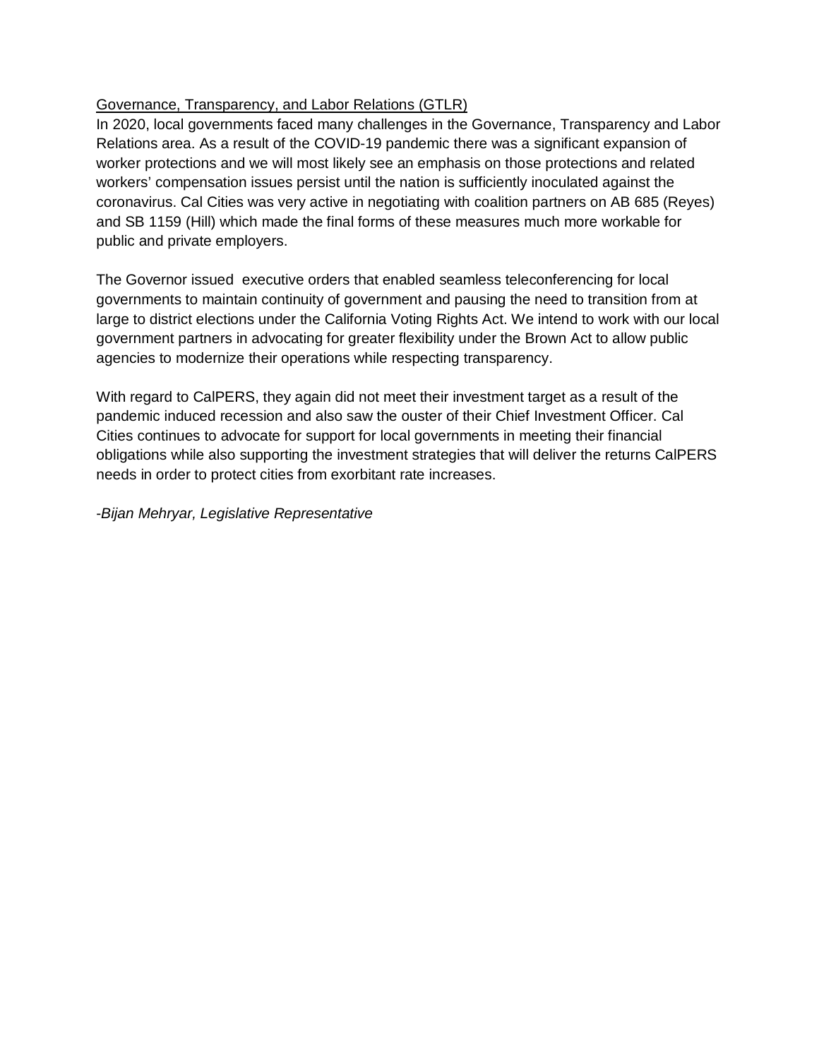Governance, Transparency, and Labor Relations (GTLR)

In 2020, local governments faced many challenges in the Governance, Transparency and Labor Relations area. As a result of the COVID-19 pandemic there was a significant expansion of worker protections and we will most likely see an emphasis on those protections and related workers' compensation issues persist until the nation is sufficiently inoculated against the coronavirus. Cal Cities was very active in negotiating with coalition partners on AB 685 (Reyes) and SB 1159 (Hill) which made the final forms of these measures much more workable for public and private employers.

The Governor issued executive orders that enabled seamless teleconferencing for local governments to maintain continuity of government and pausing the need to transition from at large to district elections under the California Voting Rights Act. We intend to work with our local government partners in advocating for greater flexibility under the Brown Act to allow public agencies to modernize their operations while respecting transparency.

With regard to CalPERS, they again did not meet their investment target as a result of the pandemic induced recession and also saw the ouster of their Chief Investment Officer. Cal Cities continues to advocate for support for local governments in meeting their financial obligations while also supporting the investment strategies that will deliver the returns CalPERS needs in order to protect cities from exorbitant rate increases.

*-Bijan Mehryar, Legislative Representative*